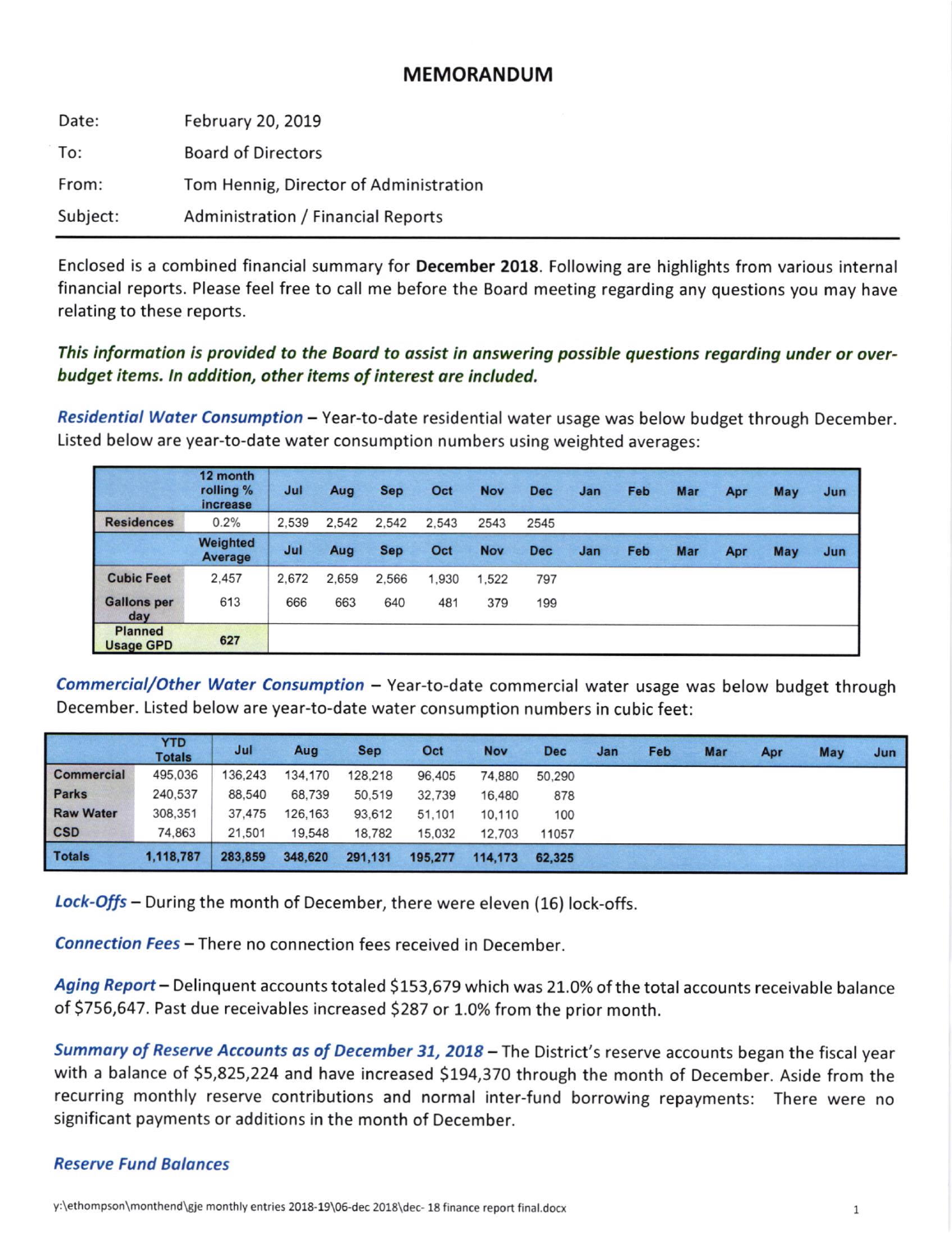# MEMORANDUM

| | |
|---|---|
| Date: | February 20, 2019 |
| To: | Board of Directors |
| From: | Tom Hennig, Director of Administration |
| Subject: | Administration / Financial Reports |

Enclosed is a combined financial summary for **December 2018**. Following are highlights from various internal financial reports. Please feel free to call me before the Board meeting regarding any questions you may have relating to these reports.

***This information is provided to the Board to assist in answering possible questions regarding under or over-budget items. In addition, other items of interest are included.***

***Residential Water Consumption*** – Year-to-date residential water usage was below budget through December. Listed below are year-to-date water consumption numbers using weighted averages:

| | 12 month rolling % increase | Jul | Aug | Sep | Oct | Nov | Dec | Jan | Feb | Mar | Apr | May | Jun |
|---|---|---|---|---|---|---|---|---|---|---|---|---|---|
| Residences | 0.2% | 2,539 | 2,542 | 2,542 | 2,543 | 2543 | 2545 | | | | | | |
| | **Weighted Average** | **Jul** | **Aug** | **Sep** | **Oct** | **Nov** | **Dec** | **Jan** | **Feb** | **Mar** | **Apr** | **May** | **Jun** |
| Cubic Feet | 2,457 | 2,672 | 2,659 | 2,566 | 1,930 | 1,522 | 797 | | | | | | |
| Gallons per day | 613 | 666 | 663 | 640 | 481 | 379 | 199 | | | | | | |
| Planned Usage GPD | 627 | | | | | | | | | | | | |

***Commercial/Other Water Consumption*** – Year-to-date commercial water usage was below budget through December. Listed below are year-to-date water consumption numbers in cubic feet:

| | YTD Totals | Jul | Aug | Sep | Oct | Nov | Dec | Jan | Feb | Mar | Apr | May | Jun |
|---|---|---|---|---|---|---|---|---|---|---|---|---|---|
| Commercial | 495,036 | 136,243 | 134,170 | 128,218 | 96,405 | 74,880 | 50,290 | | | | | | |
| Parks | 240,537 | 88,540 | 68,739 | 50,519 | 32,739 | 16,480 | 878 | | | | | | |
| Raw Water | 308,351 | 37,475 | 126,163 | 93,612 | 51,101 | 10,110 | 100 | | | | | | |
| CSD | 74,863 | 21,501 | 19,548 | 18,782 | 15,032 | 12,703 | 11057 | | | | | | |
| **Totals** | **1,118,787** | **283,859** | **348,620** | **291,131** | **195,277** | **114,173** | **62,325** | | | | | | |

***Lock-Offs*** – During the month of December, there were eleven (16) lock-offs.

***Connection Fees*** – There no connection fees received in December.

***Aging Report*** – Delinquent accounts totaled $153,679 which was 21.0% of the total accounts receivable balance of $756,647. Past due receivables increased $287 or 1.0% from the prior month.

***Summary of Reserve Accounts as of December 31, 2018*** – The District's reserve accounts began the fiscal year with a balance of $5,825,224 and have increased $194,370 through the month of December. Aside from the recurring monthly reserve contributions and normal inter-fund borrowing repayments: There were no significant payments or additions in the month of December.

***Reserve Fund Balances***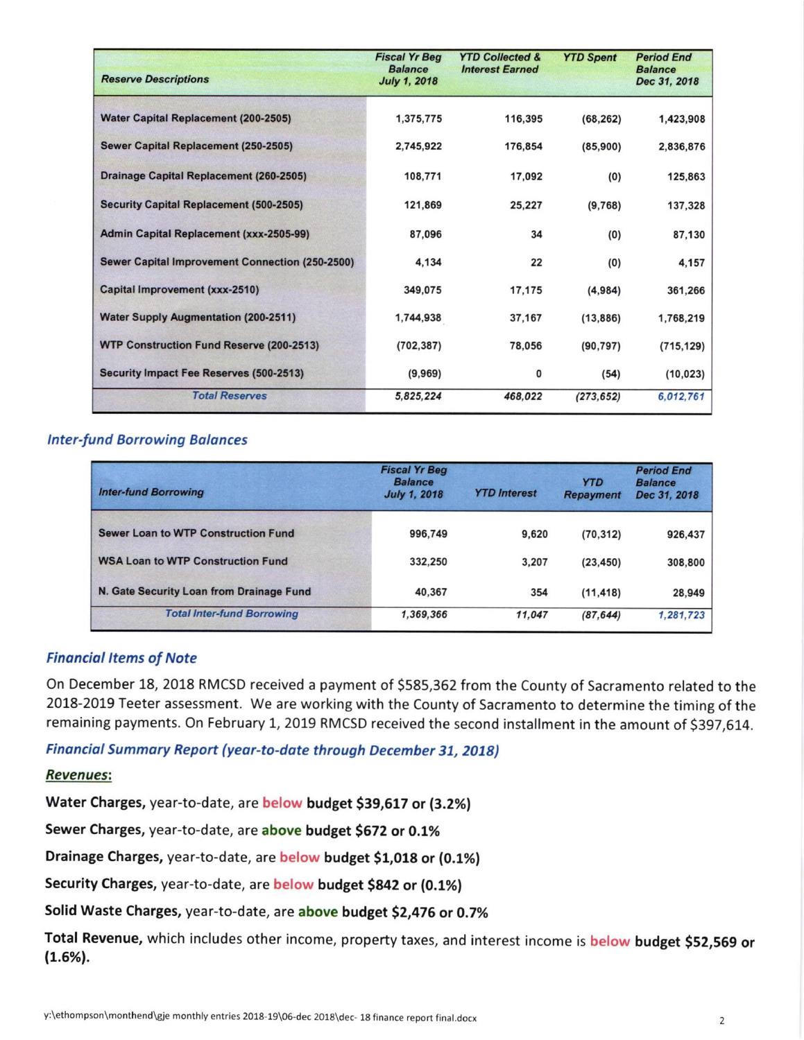| Reserve Descriptions | Fiscal Yr Beg Balance July 1, 2018 | YTD Collected & Interest Earned | YTD Spent | Period End Balance Dec 31, 2018 |
|---|---|---|---|---|
| Water Capital Replacement (200-2505) | 1,375,775 | 116,395 | (68,262) | 1,423,908 |
| Sewer Capital Replacement (250-2505) | 2,745,922 | 176,854 | (85,900) | 2,836,876 |
| Drainage Capital Replacement (260-2505) | 108,771 | 17,092 | (0) | 125,863 |
| Security Capital Replacement (500-2505) | 121,869 | 25,227 | (9,768) | 137,328 |
| Admin Capital Replacement (xxx-2505-99) | 87,096 | 34 | (0) | 87,130 |
| Sewer Capital Improvement Connection (250-2500) | 4,134 | 22 | (0) | 4,157 |
| Capital Improvement (xxx-2510) | 349,075 | 17,175 | (4,984) | 361,266 |
| Water Supply Augmentation (200-2511) | 1,744,938 | 37,167 | (13,886) | 1,768,219 |
| WTP Construction Fund Reserve (200-2513) | (702,387) | 78,056 | (90,797) | (715,129) |
| Security Impact Fee Reserves (500-2513) | (9,969) | 0 | (54) | (10,023) |
| *Total Reserves* | *5,825,224* | *468,022* | *(273,652)* | *6,012,761* |

## *Inter-fund Borrowing Balances*

| Inter-fund Borrowing | Fiscal Yr Beg Balance July 1, 2018 | YTD Interest | YTD Repayment | Period End Balance Dec 31, 2018 |
|---|---|---|---|---|
| Sewer Loan to WTP Construction Fund | 996,749 | 9,620 | (70,312) | 926,437 |
| WSA Loan to WTP Construction Fund | 332,250 | 3,207 | (23,450) | 308,800 |
| N. Gate Security Loan from Drainage Fund | 40,367 | 354 | (11,418) | 28,949 |
| *Total Inter-fund Borrowing* | *1,369,366* | *11,047* | *(87,644)* | *1,281,723* |

## *Financial Items of Note*

On December 18, 2018 RMCSD received a payment of $585,362 from the County of Sacramento related to the 2018-2019 Teeter assessment. We are working with the County of Sacramento to determine the timing of the remaining payments. On February 1, 2019 RMCSD received the second installment in the amount of $397,614.

## *Financial Summary Report (year-to-date through December 31, 2018)*

### ***Revenues:***

**Water Charges,** year-to-date, are **below budget $39,617 or (3.2%)**

**Sewer Charges,** year-to-date, are **above budget $672 or 0.1%**

**Drainage Charges,** year-to-date, are **below budget $1,018 or (0.1%)**

**Security Charges,** year-to-date, are **below budget $842 or (0.1%)**

**Solid Waste Charges,** year-to-date, are **above budget $2,476 or 0.7%**

**Total Revenue,** which includes other income, property taxes, and interest income is **below budget $52,569 or (1.6%).**

y:\ethompson\monthend\gje monthly entries 2018-19\06-dec 2018\dec- 18 finance report final.docx